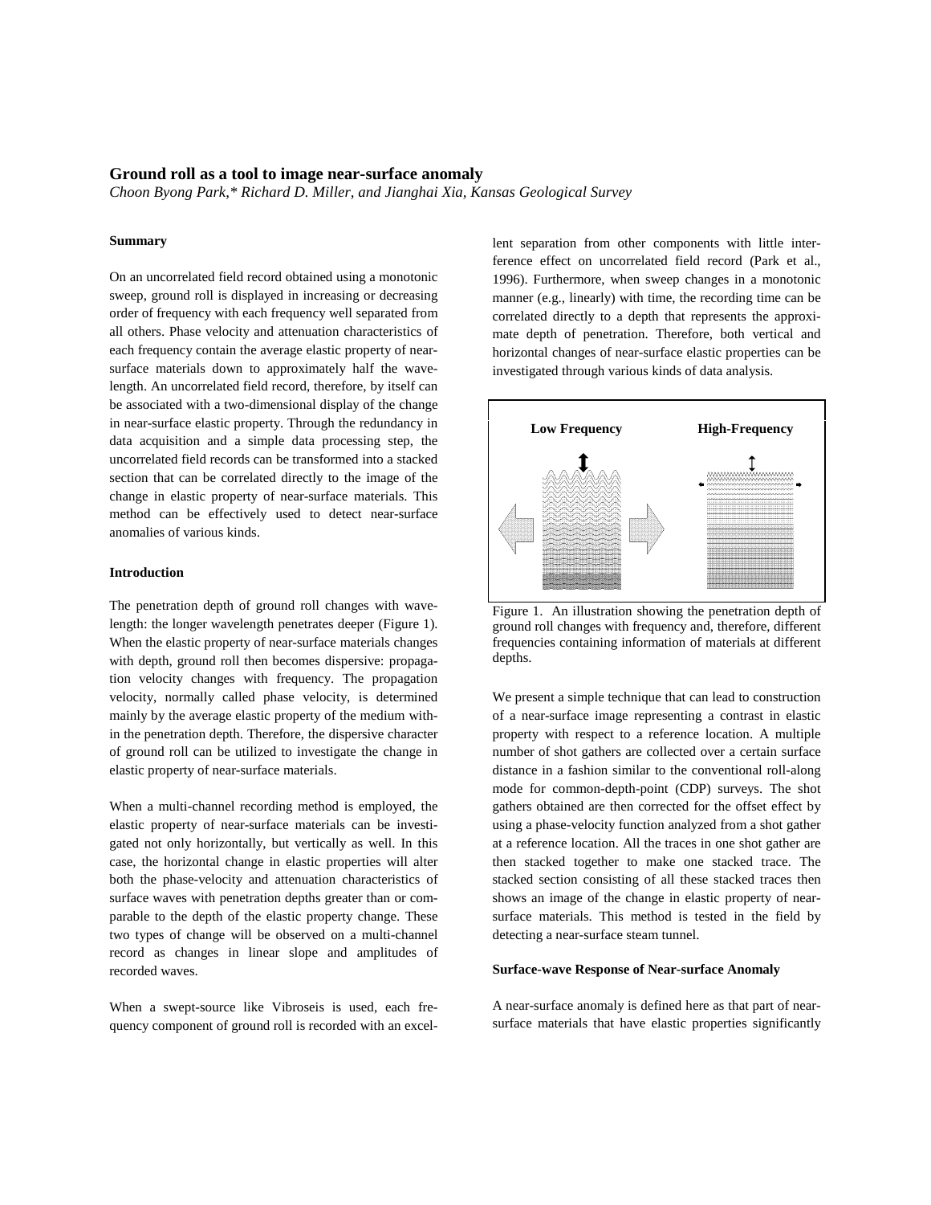# Ground roll as a tool to image near-surface anomaly

*Choon Byong Park,\* Richard D. Miller, and Jianghai Xia, Kansas Geological Survey*

## Summary

On an uncorrelated field record obtained using a monotonic sweep, ground roll is displayed in increasing or decreasing order of frequency with each frequency well separated from all others. Phase velocity and attenuation characteristics of each frequency contain the average elastic property of near-surface materials down to approximately half the wavelength. An uncorrelated field record, therefore, by itself can be associated with a two-dimensional display of the change in near-surface elastic property. Through the redundancy in data acquisition and a simple data processing step, the uncorrelated field records can be transformed into a stacked section that can be correlated directly to the image of the change in elastic property of near-surface materials. This method can be effectively used to detect near-surface anomalies of various kinds.

## Introduction

The penetration depth of ground roll changes with wavelength: the longer wavelength penetrates deeper (Figure 1). When the elastic property of near-surface materials changes with depth, ground roll then becomes dispersive: propagation velocity changes with frequency. The propagation velocity, normally called phase velocity, is determined mainly by the average elastic property of the medium within the penetration depth. Therefore, the dispersive character of ground roll can be utilized to investigate the change in elastic property of near-surface materials.

When a multi-channel recording method is employed, the elastic property of near-surface materials can be investigated not only horizontally, but vertically as well. In this case, the horizontal change in elastic properties will alter both the phase-velocity and attenuation characteristics of surface waves with penetration depths greater than or comparable to the depth of the elastic property change. These two types of change will be observed on a multi-channel record as changes in linear slope and amplitudes of recorded waves.

When a swept-source like Vibroseis is used, each frequency component of ground roll is recorded with an excellent separation from other components with little interference effect on uncorrelated field record (Park et al., 1996). Furthermore, when sweep changes in a monotonic manner (e.g., linearly) with time, the recording time can be correlated directly to a depth that represents the approximate depth of penetration. Therefore, both vertical and horizontal changes of near-surface elastic properties can be investigated through various kinds of data analysis.

Low Frequency

High-Frequency

Figure 1. An illustration showing the penetration depth of ground roll changes with frequency and, therefore, different frequencies containing information of materials at different depths.

We present a simple technique that can lead to construction of a near-surface image representing a contrast in elastic property with respect to a reference location. A multiple number of shot gathers are collected over a certain surface distance in a fashion similar to the conventional roll-along mode for common-depth-point (CDP) surveys. The shot gathers obtained are then corrected for the offset effect by using a phase-velocity function analyzed from a shot gather at a reference location. All the traces in one shot gather are then stacked together to make one stacked trace. The stacked section consisting of all these stacked traces then shows an image of the change in elastic property of near-surface materials. This method is tested in the field by detecting a near-surface steam tunnel.

### Surface-wave Response of Near-surface Anomaly

A near-surface anomaly is defined here as that part of near-surface materials that have elastic properties significantly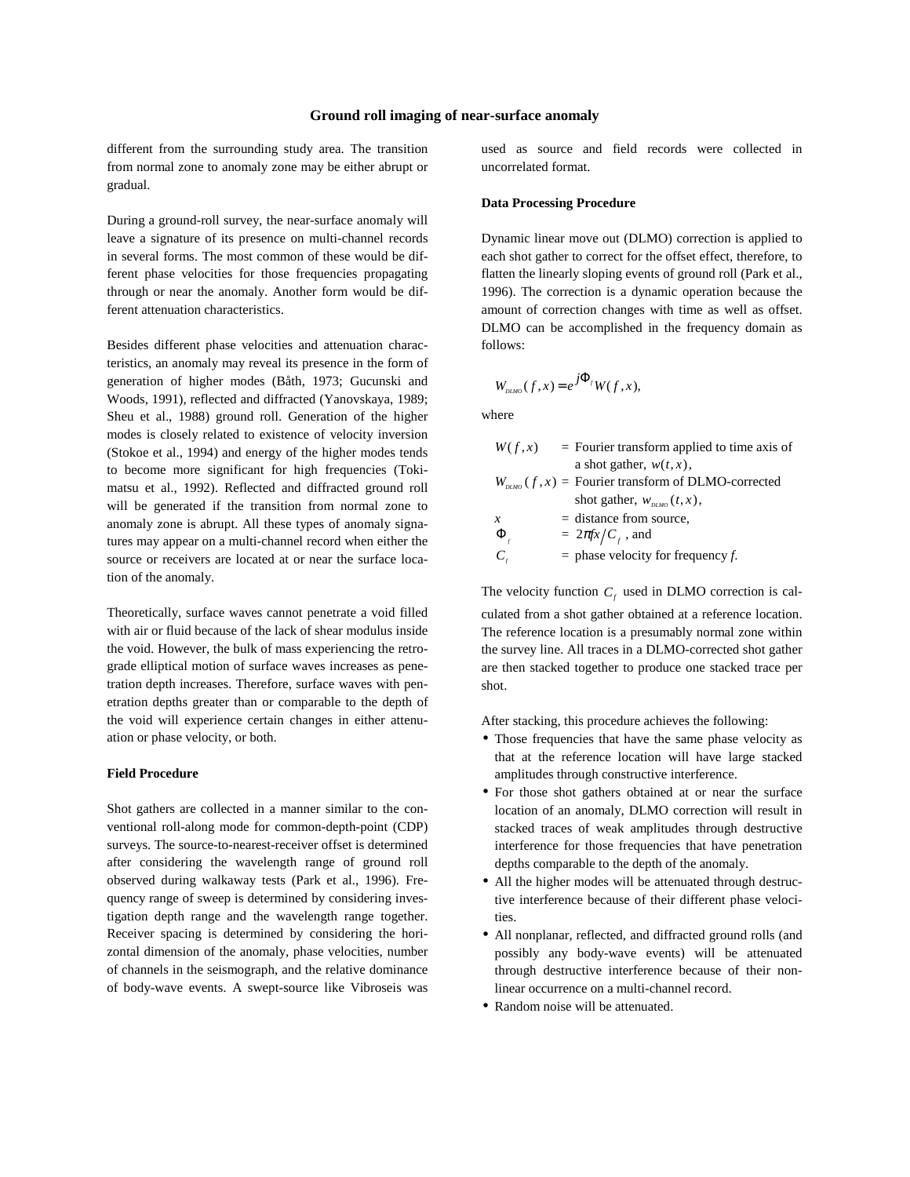different from the surrounding study area. The transition from normal zone to anomaly zone may be either abrupt or gradual.

During a ground-roll survey, the near-surface anomaly will leave a signature of its presence on multi-channel records in several forms. The most common of these would be different phase velocities for those frequencies propagating through or near the anomaly. Another form would be different attenuation characteristics.

Besides different phase velocities and attenuation characteristics, an anomaly may reveal its presence in the form of generation of higher modes (Båth, 1973; Gucunski and Woods, 1991), reflected and diffracted (Yanovskaya, 1989; Sheu et al., 1988) ground roll. Generation of the higher modes is closely related to existence of velocity inversion (Stokoe et al., 1994) and energy of the higher modes tends to become more significant for high frequencies (Tokimatsu et al., 1992). Reflected and diffracted ground roll will be generated if the transition from normal zone to anomaly zone is abrupt. All these types of anomaly signatures may appear on a multi-channel record when either the source or receivers are located at or near the surface location of the anomaly.

Theoretically, surface waves cannot penetrate a void filled with air or fluid because of the lack of shear modulus inside the void. However, the bulk of mass experiencing the retrograde elliptical motion of surface waves increases as penetration depth increases. Therefore, surface waves with penetration depths greater than or comparable to the depth of the void will experience certain changes in either attenuation or phase velocity, or both.

**Field Procedure**

Shot gathers are collected in a manner similar to the conventional roll-along mode for common-depth-point (CDP) surveys. The source-to-nearest-receiver offset is determined after considering the wavelength range of ground roll observed during walkaway tests (Park et al., 1996). Frequency range of sweep is determined by considering investigation depth range and the wavelength range together. Receiver spacing is determined by considering the horizontal dimension of the anomaly, phase velocities, number of channels in the seismograph, and the relative dominance of body-wave events. A swept-source like Vibroseis was used as source and field records were collected in uncorrelated format.

**Data Processing Procedure**

Dynamic linear move out (DLMO) correction is applied to each shot gather to correct for the offset effect, therefore, to flatten the linearly sloping events of ground roll (Park et al., 1996). The correction is a dynamic operation because the amount of correction changes with time as well as offset. DLMO can be accomplished in the frequency domain as follows:

$$W_{DLMO}(f,x) = e^{j\Phi_f} W(f,x),$$

where

$W(f,x)$ = Fourier transform applied to time axis of a shot gather, $w(t,x)$,
$W_{DLMO}(f,x)$ = Fourier transform of DLMO-corrected shot gather, $w_{DLMO}(t,x)$,
$x$ = distance from source,
$\Phi_f$ = $2\pi fx/C_f$ , and
$C_f$ = phase velocity for frequency *f*.

The velocity function $C_f$ used in DLMO correction is calculated from a shot gather obtained at a reference location. The reference location is a presumably normal zone within the survey line. All traces in a DLMO-corrected shot gather are then stacked together to produce one stacked trace per shot.

After stacking, this procedure achieves the following:

- Those frequencies that have the same phase velocity as that at the reference location will have large stacked amplitudes through constructive interference.
- For those shot gathers obtained at or near the surface location of an anomaly, DLMO correction will result in stacked traces of weak amplitudes through destructive interference for those frequencies that have penetration depths comparable to the depth of the anomaly.
- All the higher modes will be attenuated through destructive interference because of their different phase velocities.
- All nonplanar, reflected, and diffracted ground rolls (and possibly any body-wave events) will be attenuated through destructive interference because of their nonlinear occurrence on a multi-channel record.
- Random noise will be attenuated.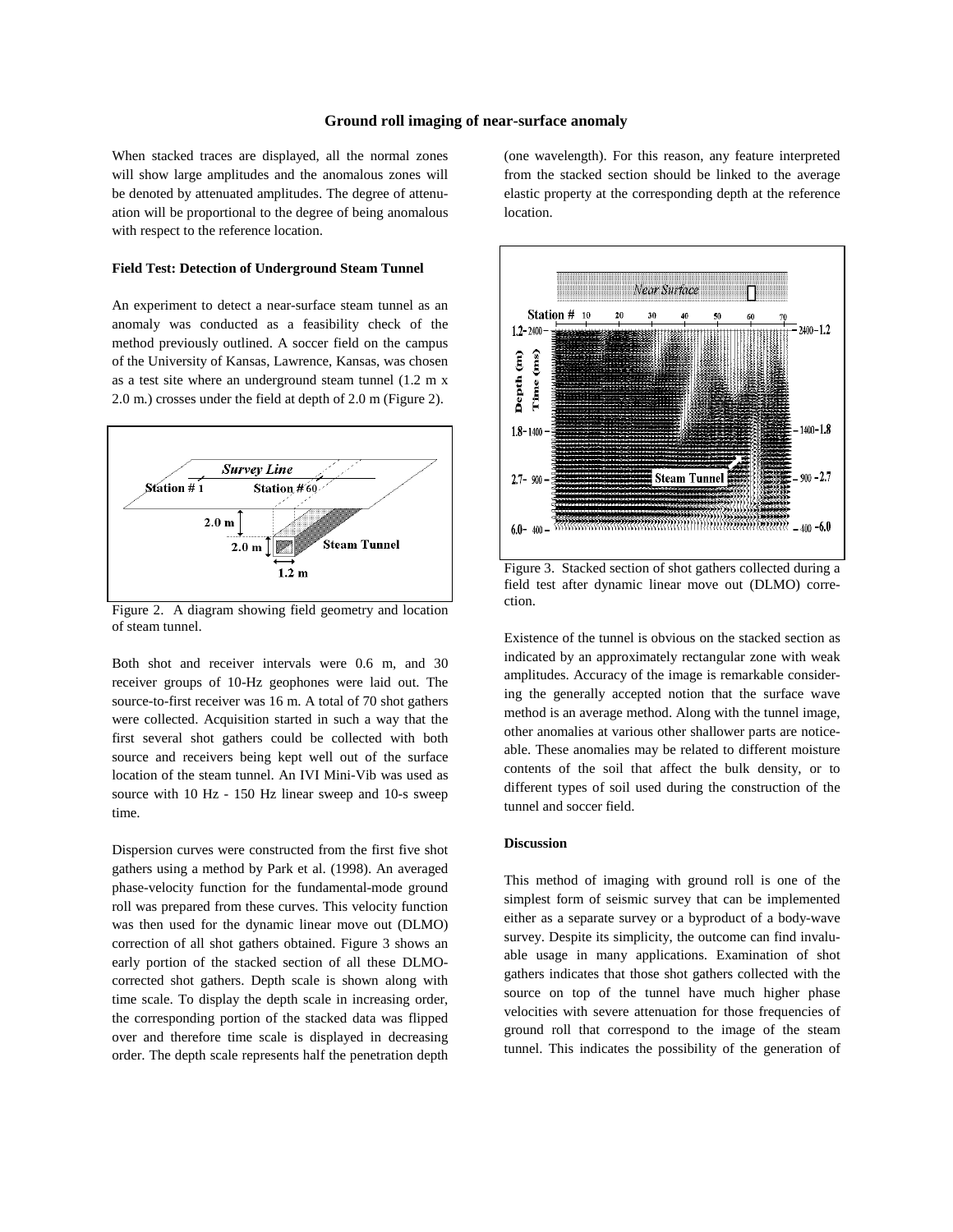## Ground roll imaging of near-surface anomaly

When stacked traces are displayed, all the normal zones will show large amplitudes and the anomalous zones will be denoted by attenuated amplitudes. The degree of attenuation will be proportional to the degree of being anomalous with respect to the reference location.

### Field Test: Detection of Underground Steam Tunnel

An experiment to detect a near-surface steam tunnel as an anomaly was conducted as a feasibility check of the method previously outlined. A soccer field on the campus of the University of Kansas, Lawrence, Kansas, was chosen as a test site where an underground steam tunnel (1.2 m x 2.0 m.) crosses under the field at depth of 2.0 m (Figure 2).

Figure 2. A diagram showing field geometry and location of steam tunnel.

Both shot and receiver intervals were 0.6 m, and 30 receiver groups of 10-Hz geophones were laid out. The source-to-first receiver was 16 m. A total of 70 shot gathers were collected. Acquisition started in such a way that the first several shot gathers could be collected with both source and receivers being kept well out of the surface location of the steam tunnel. An IVI Mini-Vib was used as source with 10 Hz - 150 Hz linear sweep and 10-s sweep time.

Dispersion curves were constructed from the first five shot gathers using a method by Park et al. (1998). An averaged phase-velocity function for the fundamental-mode ground roll was prepared from these curves. This velocity function was then used for the dynamic linear move out (DLMO) correction of all shot gathers obtained. Figure 3 shows an early portion of the stacked section of all these DLMO-corrected shot gathers. Depth scale is shown along with time scale. To display the depth scale in increasing order, the corresponding portion of the stacked data was flipped over and therefore time scale is displayed in decreasing order. The depth scale represents half the penetration depth (one wavelength). For this reason, any feature interpreted from the stacked section should be linked to the average elastic property at the corresponding depth at the reference location.

Figure 3. Stacked section of shot gathers collected during a field test after dynamic linear move out (DLMO) correction.

Existence of the tunnel is obvious on the stacked section as indicated by an approximately rectangular zone with weak amplitudes. Accuracy of the image is remarkable considering the generally accepted notion that the surface wave method is an average method. Along with the tunnel image, other anomalies at various other shallower parts are noticeable. These anomalies may be related to different moisture contents of the soil that affect the bulk density, or to different types of soil used during the construction of the tunnel and soccer field.

### Discussion

This method of imaging with ground roll is one of the simplest form of seismic survey that can be implemented either as a separate survey or a byproduct of a body-wave survey. Despite its simplicity, the outcome can find invaluable usage in many applications. Examination of shot gathers indicates that those shot gathers collected with the source on top of the tunnel have much higher phase velocities with severe attenuation for those frequencies of ground roll that correspond to the image of the steam tunnel. This indicates the possibility of the generation of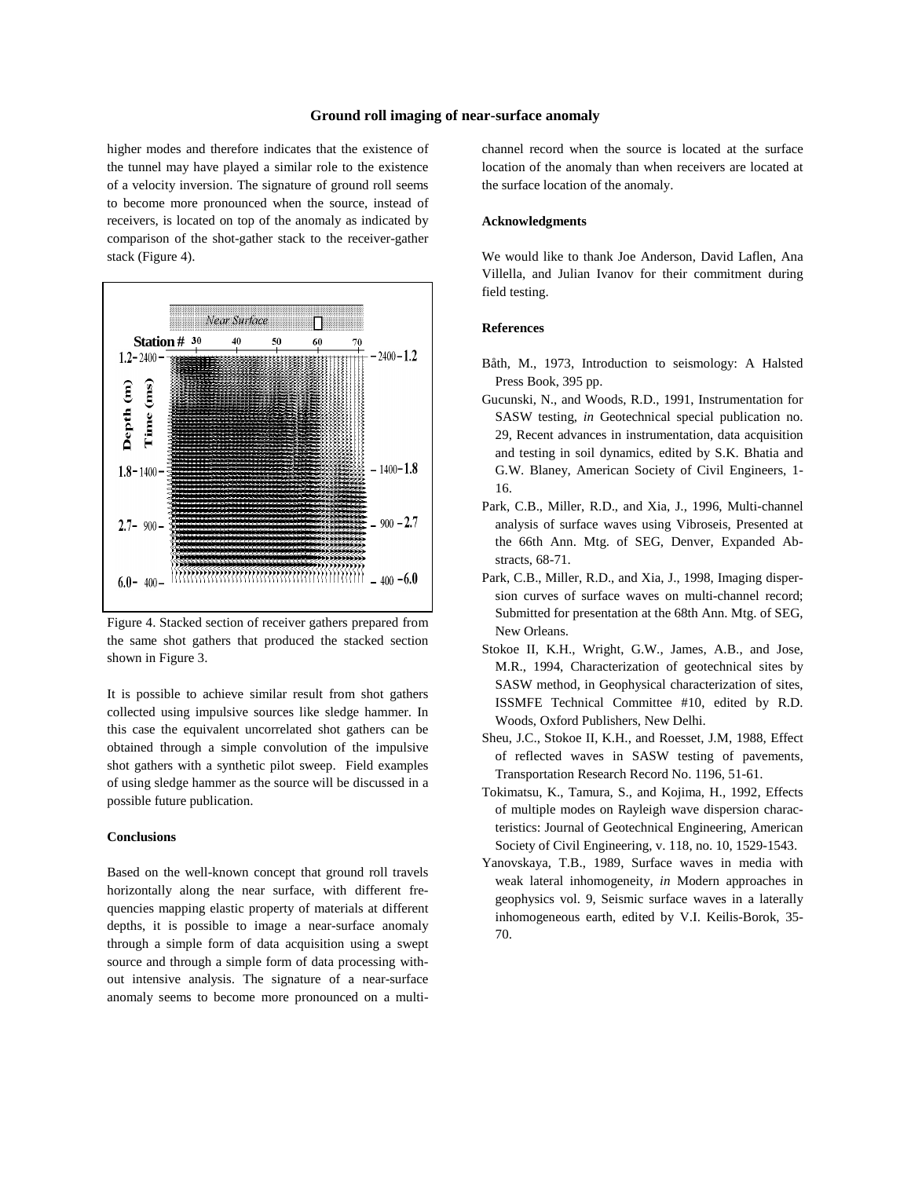higher modes and therefore indicates that the existence of the tunnel may have played a similar role to the existence of a velocity inversion. The signature of ground roll seems to become more pronounced when the source, instead of receivers, is located on top of the anomaly as indicated by comparison of the shot-gather stack to the receiver-gather stack (Figure 4).

Near Surface

Station # 30 40 50 60 70

Depth (m)

Time (ms)

1.2- 2400 - - 2400 - 1.2

1.8- 1400 - - 1400 - 1.8

2.7- 900 - - 900 - 2.7

6.0- 400 - - 400 - 6.0

Figure 4. Stacked section of receiver gathers prepared from the same shot gathers that produced the stacked section shown in Figure 3.

It is possible to achieve similar result from shot gathers collected using impulsive sources like sledge hammer. In this case the equivalent uncorrelated shot gathers can be obtained through a simple convolution of the impulsive shot gathers with a synthetic pilot sweep. Field examples of using sledge hammer as the source will be discussed in a possible future publication.

#### Conclusions

Based on the well-known concept that ground roll travels horizontally along the near surface, with different frequencies mapping elastic property of materials at different depths, it is possible to image a near-surface anomaly through a simple form of data acquisition using a swept source and through a simple form of data processing without intensive analysis. The signature of a near-surface anomaly seems to become more pronounced on a multi-channel record when the source is located at the surface location of the anomaly than when receivers are located at the surface location of the anomaly.

#### Acknowledgments

We would like to thank Joe Anderson, David Laflen, Ana Villella, and Julian Ivanov for their commitment during field testing.

#### References

Båth, M., 1973, Introduction to seismology: A Halsted Press Book, 395 pp.

Gucunski, N., and Woods, R.D., 1991, Instrumentation for SASW testing, *in* Geotechnical special publication no. 29, Recent advances in instrumentation, data acquisition and testing in soil dynamics, edited by S.K. Bhatia and G.W. Blaney, American Society of Civil Engineers, 1-16.

Park, C.B., Miller, R.D., and Xia, J., 1996, Multi-channel analysis of surface waves using Vibroseis, Presented at the 66th Ann. Mtg. of SEG, Denver, Expanded Abstracts, 68-71.

Park, C.B., Miller, R.D., and Xia, J., 1998, Imaging dispersion curves of surface waves on multi-channel record; Submitted for presentation at the 68th Ann. Mtg. of SEG, New Orleans.

Stokoe II, K.H., Wright, G.W., James, A.B., and Jose, M.R., 1994, Characterization of geotechnical sites by SASW method, in Geophysical characterization of sites, ISSMFE Technical Committee #10, edited by R.D. Woods, Oxford Publishers, New Delhi.

Sheu, J.C., Stokoe II, K.H., and Roesset, J.M, 1988, Effect of reflected waves in SASW testing of pavements, Transportation Research Record No. 1196, 51-61.

Tokimatsu, K., Tamura, S., and Kojima, H., 1992, Effects of multiple modes on Rayleigh wave dispersion characteristics: Journal of Geotechnical Engineering, American Society of Civil Engineering, v. 118, no. 10, 1529-1543.

Yanovskaya, T.B., 1989, Surface waves in media with weak lateral inhomogeneity, *in* Modern approaches in geophysics vol. 9, Seismic surface waves in a laterally inhomogeneous earth, edited by V.I. Keilis-Borok, 35-70.